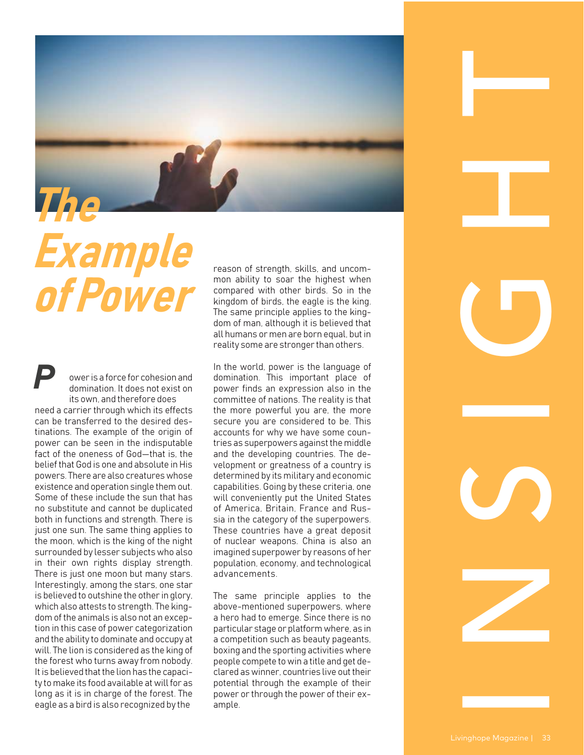# The Example of Power

Power is a force for cohesion and domination. It does not exist on its own, and therefore does need a carrier through which its effects can be transferred to the desired destinations. The example of the origin of power can be seen in the indisputable fact of the oneness of God—that is, the belief that God is one and absolute in His powers. There are also creatures whose existence and operation single them out. Some of these include the sun that has no substitute and cannot be duplicated both in functions and strength. There is just one sun. The same thing applies to the moon, which is the king of the night surrounded by lesser subjects who also in their own rights display strength. There is just one moon but many stars. Interestingly, among the stars, one star is believed to outshine the other in glory, which also attests to strength. The kingdom of the animals is also not an exception in this case of power categorization and the ability to dominate and occupy at will. The lion is considered as the king of the forest who turns away from nobody. It is believed that the lion has the capacity to make its food available at will for as long as it is in charge of the forest. The eagle as a bird is also recognized by the reason of strength, skills, and uncommon ability to soar the highest when compared with other birds. So in the kingdom of birds, the eagle is the king. The same principle applies to the kingdom of man, although it is believed that all humans or men are born equal, but in reality some are stronger than others.

In the world, power is the language of domination. This important place of power finds an expression also in the committee of nations. The reality is that the more powerful you are, the more secure you are considered to be. This accounts for why we have some countries as superpowers against the middle and the developing countries. The development or greatness of a country is determined by its military and economic capabilities. Going by these criteria, one will conveniently put the United States of America, Britain, France and Russia in the category of the superpowers. These countries have a great deposit of nuclear weapons. China is also an imagined superpower by reasons of her population, economy, and technological advancements.

The same principle applies to the above-mentioned superpowers, where a hero had to emerge. Since there is no particular stage or platform where, as in a competition such as beauty pageants, boxing and the sporting activities where people compete to win a title and get declared as winner, countries live out their potential through the example of their power or through the power of their example.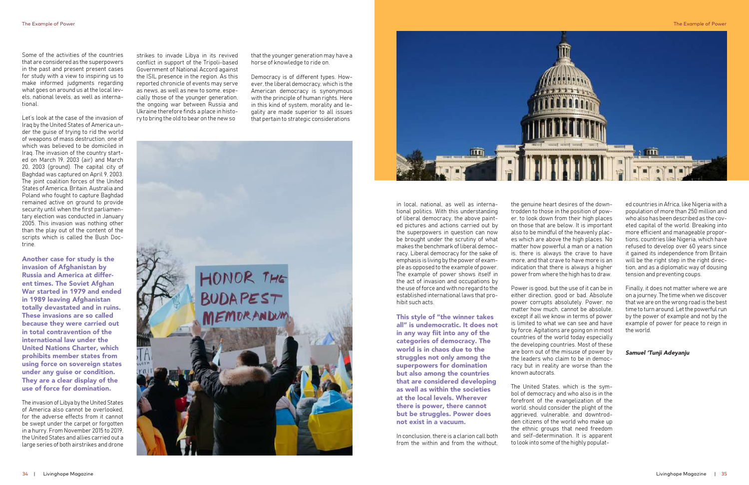Some of the activities of the countries that are considered as the superpowers in the past and present present cases for study with a view to inspiring us to make informed judgments regarding what goes on around us at the local levels, national levels, as well as international.

Let's look at the case of the invasion of Iraq by the United States of America under the guise of trying to rid the world of weapons of mass destruction, one of which was believed to be domiciled in Iraq. The invasion of the country started on March 19, 2003 (air) and March 20, 2003 (ground). The capital city of Baghdad was captured on April 9, 2003. The joint coalition forces of the United States of America, Britain, Australia and Poland who fought to capture Baghdad remained active on ground to provide security until when the first parliamentary election was conducted in January 2005. This invasion was nothing other than the play out of the content of the scripts which is called the Bush Doctrine.

**Another case for study is the invasion of Afghanistan by Russia and America at different times. The Soviet Afghan War started in 1979 and ended in 1989 leaving Afghanistan totally devastated and in ruins. These invasions are so called because they were carried out in total contravention of the international law under the United Nations Charter, which prohibits member states from using force on sovereign states under any guise or condition. They are a clear display of the use of force for domination.**

The invasion of Libya by the United States of America also cannot be overlooked, for the adverse effects from it cannot be swept under the carpet or forgotten in a hurry. From November 2015 to 2019, the United States and allies carried out a large series of both airstrikes and drone strikes to invade Libya in its revived conflict in support of the Tripoli-based Government of National Accord against the ISIL presence in the region. As this reported chronicle of events may serve as news, as well as new to some, especially those of the younger generation, the ongoing war between Russia and Ukraine therefore finds a place in history to bring the old to bear on the new so that the younger generation may have a horse of knowledge to ride on.

Democracy is of different types. However, the liberal democracy, which is the American democracy is synonymous with the principle of human rights. Here in this kind of system, morality and legality are made superior to all issues that pertain to strategic considerations in local, national, as well as international politics. With this understanding of liberal democracy, the above painted pictures and actions carried out by the superpowers in question can now be brought under the scrutiny of what makes the benchmark of liberal democracy. Liberal democracy for the sake of emphasis is living by the power of example as opposed to the example of power. The example of power shows itself in the act of invasion and occupations by the use of force and with no regard to the established international laws that prohibit such acts.

**This style of "the winner takes all" is undemocratic. It does not in any way fiit into any of the categories of democracy. The world is in chaos due to the struggles not only among the superpowers for domination but also among the countries that are considered developing as well as within the societies at the local levels. Wherever there is power, there cannot but be struggles. Power does not exist in a vacuum.**

In conclusion, there is a clarion call both from the within and from the without, the genuine heart desires of the downtrodden to those in the position of power, to look down from their high places on those that are below. It is important also to be mindful of the heavenly places which are above the high places. No matter how powerful a man or a nation is, there is always the crave to have more, and that crave to have more is an indication that there is always a higher power from where the high has to draw.

Power is good, but the use of it can be in either direction, good or bad. Absolute power corrupts absolutely. Power, no matter how much, cannot be absolute, except if all we know in terms of power is limited to what we can see and have by force. Agitations are going on in most countries of the world today especially the developing countries. Most of these are born out of the misuse of power by the leaders who claim to be in democracy but in reality are worse than the known autocrats.

The United States, which is the symbol of democracy and who also is in the forefront of the evangelization of the world, should consider the plight of the aggrieved, vulnerable, and downtrodden citizens of the world who make up the ethnic groups that need freedom and self-determination. It is apparent to look into some of the highly populated countries in Africa, like Nigeria with a population of more than 250 million and who also has been described as the coveted capital of the world. Breaking into more efficient and manageable proportions, countries like Nigeria, which have refused to develop over 60 years since it gained its independence from Britain will be the right step in the right direction, and as a diplomatic way of dousing tension and preventing coups.

Finally, it does not matter where we are on a journey. The time when we discover that we are on the wrong road is the best time to turn around. Let the powerful run by the power of example and not by the example of power for peace to reign in the world.

***Samuel 'Tunji Adeyanju***